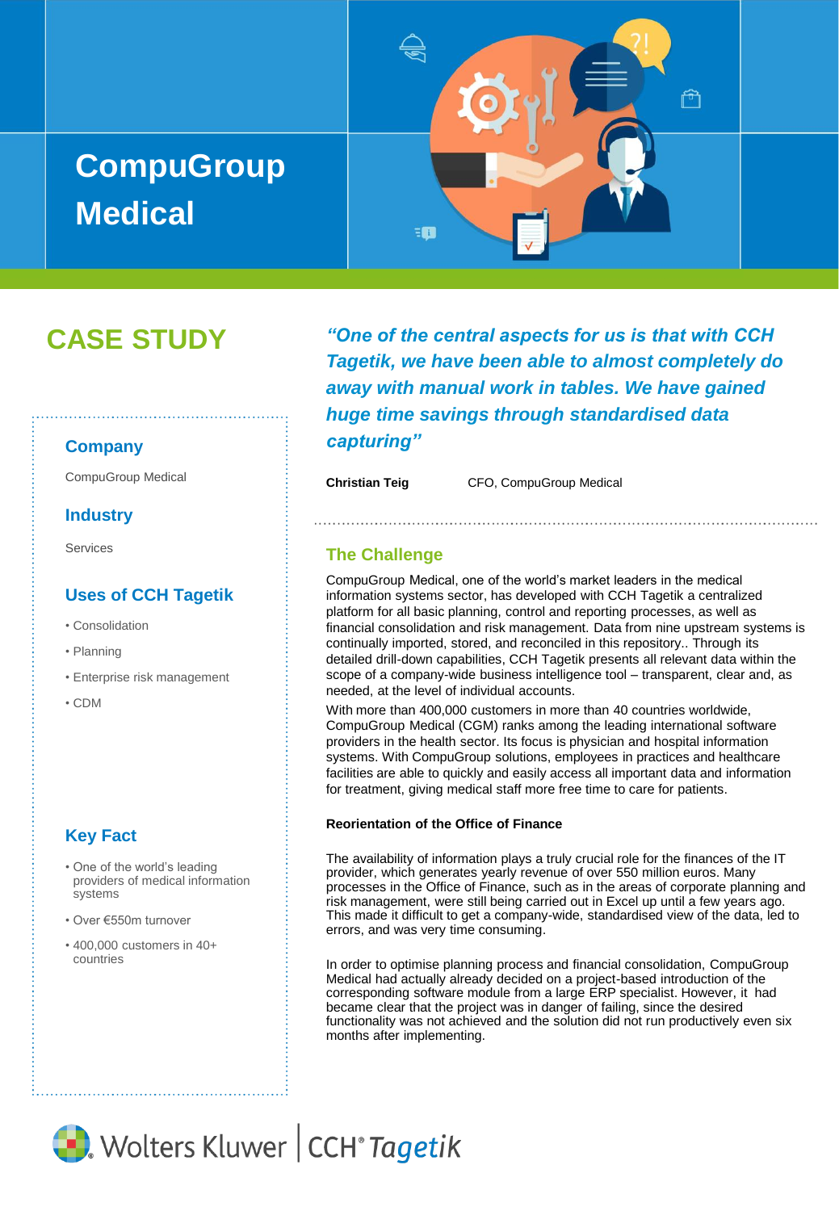# CompuGroup Medical

## CASE STUDY

### Company

CompuGroup Medical

### Industry

Services

### Uses of CCH Tagetik

- Consolidation
- Planning
- Enterprise risk management
- CDM

### Key Fact

- One of the world's leading providers of medical information systems
- Over €550m turnover
- 400,000 customers in 40+ countries

*"One of the central aspects for us is that with CCH Tagetik, we have been able to almost completely do away with manual work in tables. We have gained huge time savings through standardised data capturing"*

**Christian Teig** CFO, CompuGroup Medical

## The Challenge

CompuGroup Medical, one of the world's market leaders in the medical information systems sector, has developed with CCH Tagetik a centralized platform for all basic planning, control and reporting processes, as well as financial consolidation and risk management. Data from nine upstream systems is continually imported, stored, and reconciled in this repository.. Through its detailed drill-down capabilities, CCH Tagetik presents all relevant data within the scope of a company-wide business intelligence tool – transparent, clear and, as needed, at the level of individual accounts.

With more than 400,000 customers in more than 40 countries worldwide, CompuGroup Medical (CGM) ranks among the leading international software providers in the health sector. Its focus is physician and hospital information systems. With CompuGroup solutions, employees in practices and healthcare facilities are able to quickly and easily access all important data and information for treatment, giving medical staff more free time to care for patients.

**Reorientation of the Office of Finance**

The availability of information plays a truly crucial role for the finances of the IT provider, which generates yearly revenue of over 550 million euros. Many processes in the Office of Finance, such as in the areas of corporate planning and risk management, were still being carried out in Excel up until a few years ago. This made it difficult to get a company-wide, standardised view of the data, led to errors, and was very time consuming.

In order to optimise planning process and financial consolidation, CompuGroup Medical had actually already decided on a project-based introduction of the corresponding software module from a large ERP specialist. However, it had became clear that the project was in danger of failing, since the desired functionality was not achieved and the solution did not run productively even six months after implementing.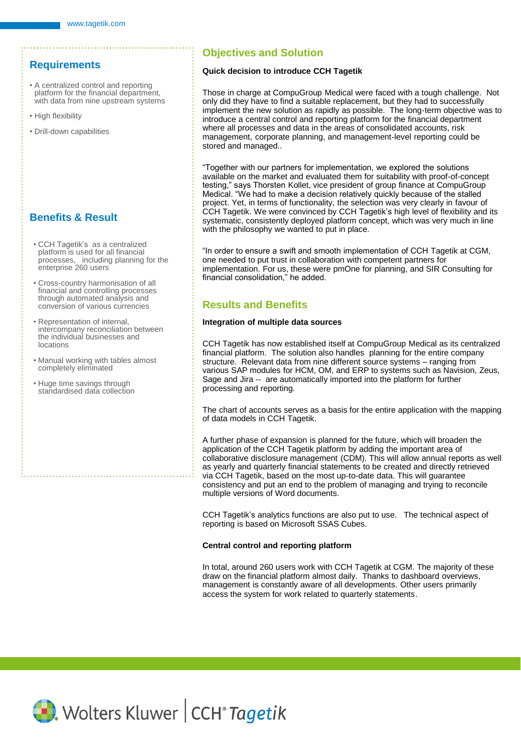## Requirements

- A centralized control and reporting platform for the financial department, with data from nine upstream systems
- High flexibility
- Drill-down capabilities

## Benefits & Result

- CCH Tagetik's as a centralized platform is used for all financial processes, including planning for the enterprise 260 users
- Cross-country harmonisation of all financial and controlling processes through automated analysis and conversion of various currencies
- Representation of internal, intercompany reconciliation between the individual businesses and locations
- Manual working with tables almost completely eliminated
- Huge time savings through standardised data collection

## Objectives and Solution

**Quick decision to introduce CCH Tagetik**

Those in charge at CompuGroup Medical were faced with a tough challenge. Not only did they have to find a suitable replacement, but they had to successfully implement the new solution as rapidly as possible. The long-term objective was to introduce a central control and reporting platform for the financial department where all processes and data in the areas of consolidated accounts, risk management, corporate planning, and management-level reporting could be stored and managed..

"Together with our partners for implementation, we explored the solutions available on the market and evaluated them for suitability with proof-of-concept testing," says Thorsten Kollet, vice president of group finance at CompuGroup Medical. "We had to make a decision relatively quickly because of the stalled project. Yet, in terms of functionality, the selection was very clearly in favour of CCH Tagetik. We were convinced by CCH Tagetik's high level of flexibility and its systematic, consistently deployed platform concept, which was very much in line with the philosophy we wanted to put in place.

"In order to ensure a swift and smooth implementation of CCH Tagetik at CGM, one needed to put trust in collaboration with competent partners for implementation. For us, these were pmOne for planning, and SIR Consulting for financial consolidation," he added.

## Results and Benefits

**Integration of multiple data sources**

CCH Tagetik has now established itself at CompuGroup Medical as its centralized financial platform. The solution also handles planning for the entire company structure. Relevant data from nine different source systems – ranging from various SAP modules for HCM, OM, and ERP to systems such as Navision, Zeus, Sage and Jira -- are automatically imported into the platform for further processing and reporting.

The chart of accounts serves as a basis for the entire application with the mapping of data models in CCH Tagetik.

A further phase of expansion is planned for the future, which will broaden the application of the CCH Tagetik platform by adding the important area of collaborative disclosure management (CDM). This will allow annual reports as well as yearly and quarterly financial statements to be created and directly retrieved via CCH Tagetik, based on the most up-to-date data. This will guarantee consistency and put an end to the problem of managing and trying to reconcile multiple versions of Word documents.

CCH Tagetik's analytics functions are also put to use. The technical aspect of reporting is based on Microsoft SSAS Cubes.

**Central control and reporting platform**

In total, around 260 users work with CCH Tagetik at CGM. The majority of these draw on the financial platform almost daily. Thanks to dashboard overviews, management is constantly aware of all developments. Other users primarily access the system for work related to quarterly statements.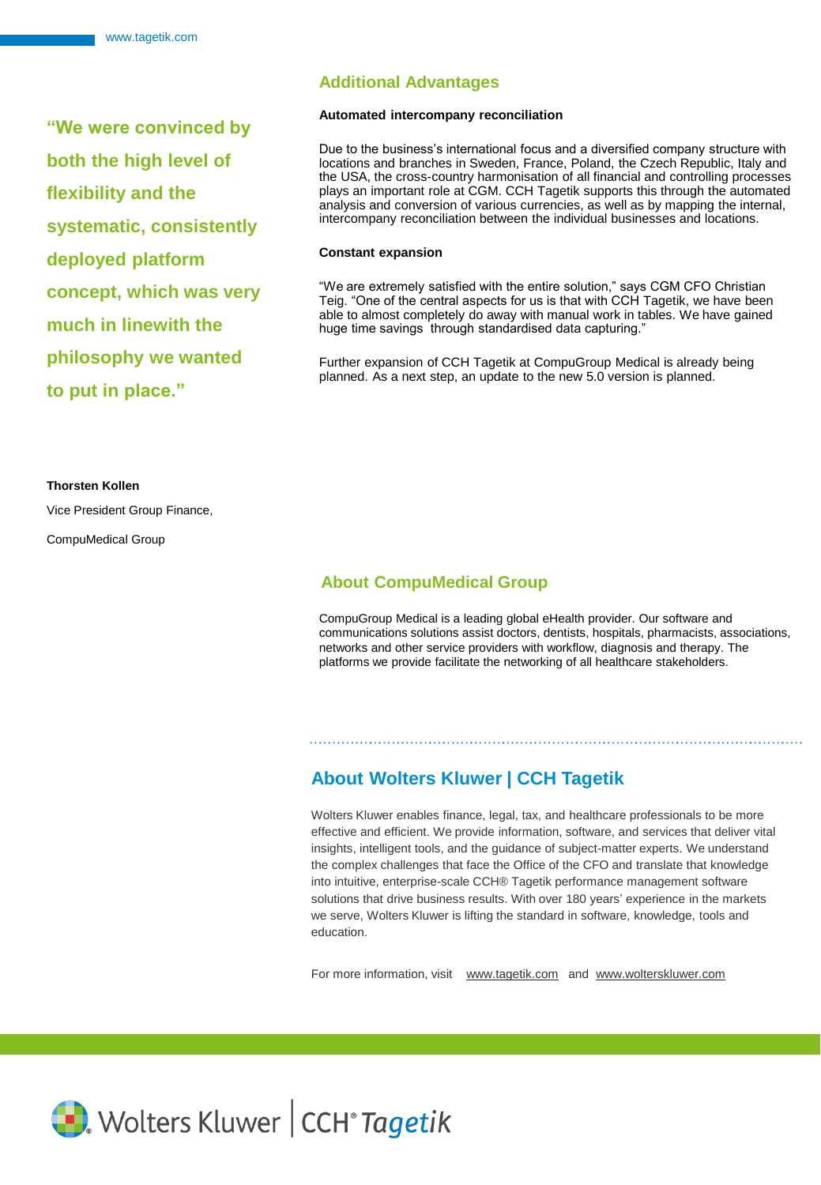> "We were convinced by both the high level of flexibility and the systematic, consistently deployed platform concept, which was very much in linewith the philosophy we wanted to put in place."

**Thorsten Kollen**

Vice President Group Finance,

CompuMedical Group

## Additional Advantages

**Automated intercompany reconciliation**

Due to the business's international focus and a diversified company structure with locations and branches in Sweden, France, Poland, the Czech Republic, Italy and the USA, the cross-country harmonisation of all financial and controlling processes plays an important role at CGM. CCH Tagetik supports this through the automated analysis and conversion of various currencies, as well as by mapping the internal, intercompany reconciliation between the individual businesses and locations.

**Constant expansion**

"We are extremely satisfied with the entire solution," says CGM CFO Christian Teig. "One of the central aspects for us is that with CCH Tagetik, we have been able to almost completely do away with manual work in tables. We have gained huge time savings through standardised data capturing."

Further expansion of CCH Tagetik at CompuGroup Medical is already being planned. As a next step, an update to the new 5.0 version is planned.

## About CompuMedical Group

CompuGroup Medical is a leading global eHealth provider. Our software and communications solutions assist doctors, dentists, hospitals, pharmacists, associations, networks and other service providers with workflow, diagnosis and therapy. The platforms we provide facilitate the networking of all healthcare stakeholders.

## About Wolters Kluwer | CCH Tagetik

Wolters Kluwer enables finance, legal, tax, and healthcare professionals to be more effective and efficient. We provide information, software, and services that deliver vital insights, intelligent tools, and the guidance of subject-matter experts. We understand the complex challenges that face the Office of the CFO and translate that knowledge into intuitive, enterprise-scale CCH® Tagetik performance management software solutions that drive business results. With over 180 years' experience in the markets we serve, Wolters Kluwer is lifting the standard in software, knowledge, tools and education.

For more information, visit www.tagetik.com and www.wolterskluwer.com

Wolters Kluwer | CCH® Tagetik